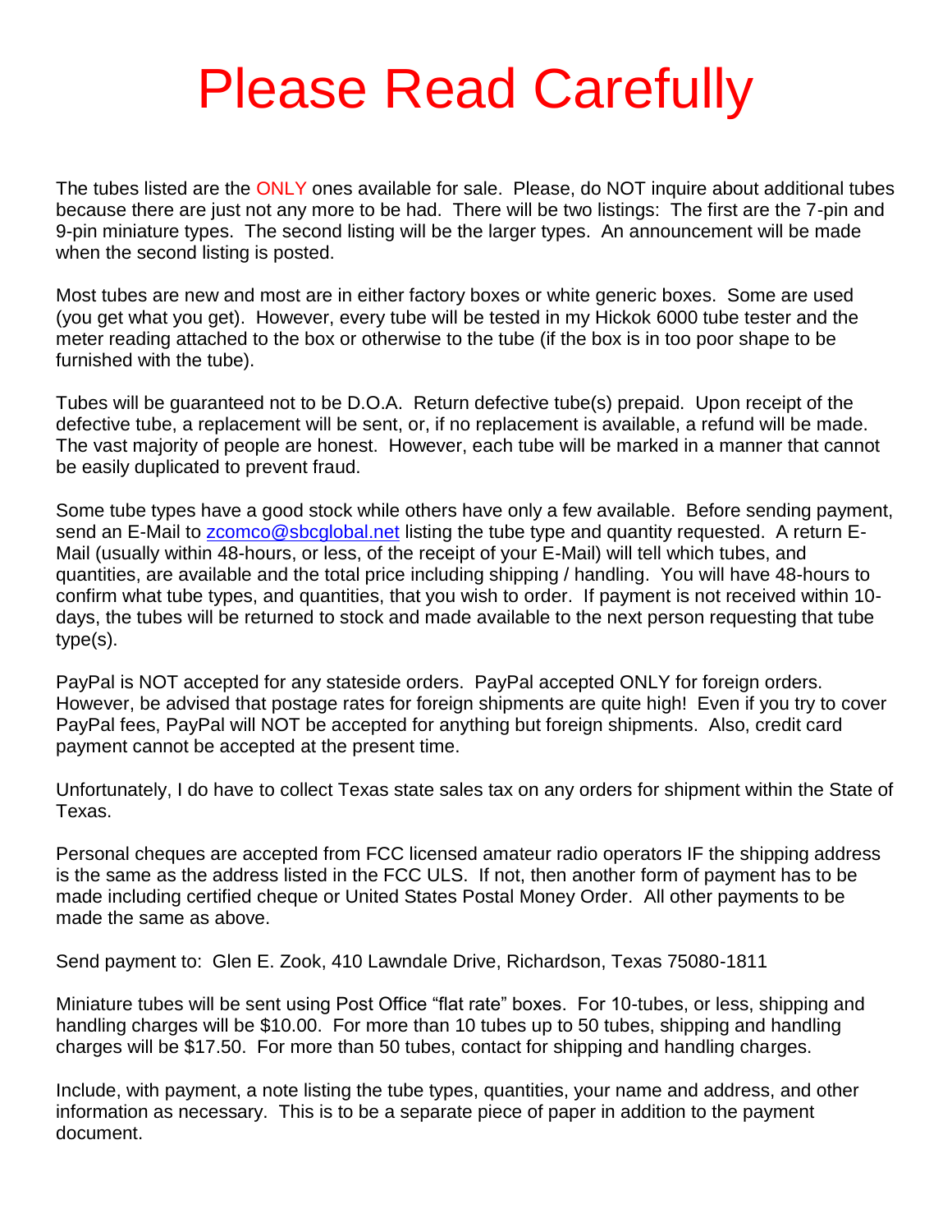# Please Read Carefully

The tubes listed are the ONLY ones available for sale. Please, do NOT inquire about additional tubes because there are just not any more to be had. There will be two listings: The first are the 7-pin and 9-pin miniature types. The second listing will be the larger types. An announcement will be made when the second listing is posted.

Most tubes are new and most are in either factory boxes or white generic boxes. Some are used (you get what you get). However, every tube will be tested in my Hickok 6000 tube tester and the meter reading attached to the box or otherwise to the tube (if the box is in too poor shape to be furnished with the tube).

Tubes will be guaranteed not to be D.O.A. Return defective tube(s) prepaid. Upon receipt of the defective tube, a replacement will be sent, or, if no replacement is available, a refund will be made. The vast majority of people are honest. However, each tube will be marked in a manner that cannot be easily duplicated to prevent fraud.

Some tube types have a good stock while others have only a few available. Before sending payment, send an E-Mail to zcomco@sbcglobal.net listing the tube type and quantity requested. A return E-Mail (usually within 48-hours, or less, of the receipt of your E-Mail) will tell which tubes, and quantities, are available and the total price including shipping / handling. You will have 48-hours to confirm what tube types, and quantities, that you wish to order. If payment is not received within 10-days, the tubes will be returned to stock and made available to the next person requesting that tube type(s).

PayPal is NOT accepted for any stateside orders. PayPal accepted ONLY for foreign orders. However, be advised that postage rates for foreign shipments are quite high! Even if you try to cover PayPal fees, PayPal will NOT be accepted for anything but foreign shipments. Also, credit card payment cannot be accepted at the present time.

Unfortunately, I do have to collect Texas state sales tax on any orders for shipment within the State of Texas.

Personal cheques are accepted from FCC licensed amateur radio operators IF the shipping address is the same as the address listed in the FCC ULS. If not, then another form of payment has to be made including certified cheque or United States Postal Money Order. All other payments to be made the same as above.

Send payment to: Glen E. Zook, 410 Lawndale Drive, Richardson, Texas 75080-1811

Miniature tubes will be sent using Post Office "flat rate" boxes. For 10-tubes, or less, shipping and handling charges will be $10.00. For more than 10 tubes up to 50 tubes, shipping and handling charges will be $17.50. For more than 50 tubes, contact for shipping and handling charges.

Include, with payment, a note listing the tube types, quantities, your name and address, and other information as necessary. This is to be a separate piece of paper in addition to the payment document.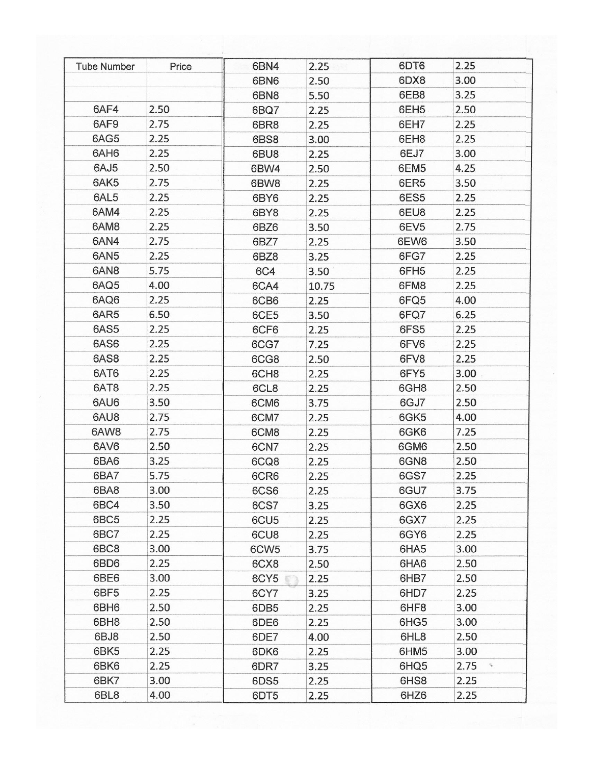| Tube Number | Price |
|---|---|
| | |
| | |
| 6AF4 | 2.50 |
| 6AF9 | 2.75 |
| 6AG5 | 2.25 |
| 6AH6 | 2.25 |
| 6AJ5 | 2.50 |
| 6AK5 | 2.75 |
| 6AL5 | 2.25 |
| 6AM4 | 2.25 |
| 6AM8 | 2.25 |
| 6AN4 | 2.75 |
| 6AN5 | 2.25 |
| 6AN8 | 5.75 |
| 6AQ5 | 4.00 |
| 6AQ6 | 2.25 |
| 6AR5 | 6.50 |
| 6AS5 | 2.25 |
| 6AS6 | 2.25 |
| 6AS8 | 2.25 |
| 6AT6 | 2.25 |
| 6AT8 | 2.25 |
| 6AU6 | 3.50 |
| 6AU8 | 2.75 |
| 6AW8 | 2.75 |
| 6AV6 | 2.50 |
| 6BA6 | 3.25 |
| 6BA7 | 5.75 |
| 6BA8 | 3.00 |
| 6BC4 | 3.50 |
| 6BC5 | 2.25 |
| 6BC7 | 2.25 |
| 6BC8 | 3.00 |
| 6BD6 | 2.25 |
| 6BE6 | 3.00 |
| 6BF5 | 2.25 |
| 6BH6 | 2.50 |
| 6BH8 | 2.50 |
| 6BJ8 | 2.50 |
| 6BK5 | 2.25 |
| 6BK6 | 2.25 |
| 6BK7 | 3.00 |
| 6BL8 | 4.00 |
| 6BN4 | 2.25 |
| 6BN6 | 2.50 |
| 6BN8 | 5.50 |
| 6BQ7 | 2.25 |
| 6BR8 | 2.25 |
| 6BS8 | 3.00 |
| 6BU8 | 2.25 |
| 6BW4 | 2.50 |
| 6BW8 | 2.25 |
| 6BY6 | 2.25 |
| 6BY8 | 2.25 |
| 6BZ6 | 3.50 |
| 6BZ7 | 2.25 |
| 6BZ8 | 3.25 |
| 6C4 | 3.50 |
| 6CA4 | 10.75 |
| 6CB6 | 2.25 |
| 6CE5 | 3.50 |
| 6CF6 | 2.25 |
| 6CG7 | 7.25 |
| 6CG8 | 2.50 |
| 6CH8 | 2.25 |
| 6CL8 | 2.25 |
| 6CM6 | 3.75 |
| 6CM7 | 2.25 |
| 6CM8 | 2.25 |
| 6CN7 | 2.25 |
| 6CQ8 | 2.25 |
| 6CR6 | 2.25 |
| 6CS6 | 2.25 |
| 6CS7 | 3.25 |
| 6CU5 | 2.25 |
| 6CU8 | 2.25 |
| 6CW5 | 3.75 |
| 6CX8 | 2.50 |
| 6CY5 | 2.25 |
| 6CY7 | 3.25 |
| 6DB5 | 2.25 |
| 6DE6 | 2.25 |
| 6DE7 | 4.00 |
| 6DK6 | 2.25 |
| 6DR7 | 3.25 |
| 6DS5 | 2.25 |
| 6DT5 | 2.25 |
| 6DT6 | 2.25 |
| 6DX8 | 3.00 |
| 6EB8 | 3.25 |
| 6EH5 | 2.50 |
| 6EH7 | 2.25 |
| 6EH8 | 2.25 |
| 6EJ7 | 3.00 |
| 6EM5 | 4.25 |
| 6ER5 | 3.50 |
| 6ES5 | 2.25 |
| 6EU8 | 2.25 |
| 6EV5 | 2.75 |
| 6EW6 | 3.50 |
| 6FG7 | 2.25 |
| 6FH5 | 2.25 |
| 6FM8 | 2.25 |
| 6FQ5 | 4.00 |
| 6FQ7 | 6.25 |
| 6FS5 | 2.25 |
| 6FV6 | 2.25 |
| 6FV8 | 2.25 |
| 6FY5 | 3.00 |
| 6GH8 | 2.50 |
| 6GJ7 | 2.50 |
| 6GK5 | 4.00 |
| 6GK6 | 7.25 |
| 6GM6 | 2.50 |
| 6GN8 | 2.50 |
| 6GS7 | 2.25 |
| 6GU7 | 3.75 |
| 6GX6 | 2.25 |
| 6GX7 | 2.25 |
| 6GY6 | 2.25 |
| 6HA5 | 3.00 |
| 6HA6 | 2.50 |
| 6HB7 | 2.50 |
| 6HD7 | 2.25 |
| 6HF8 | 3.00 |
| 6HG5 | 3.00 |
| 6HL8 | 2.50 |
| 6HM5 | 3.00 |
| 6HQ5 | 2.75 |
| 6HS8 | 2.25 |
| 6HZ6 | 2.25 |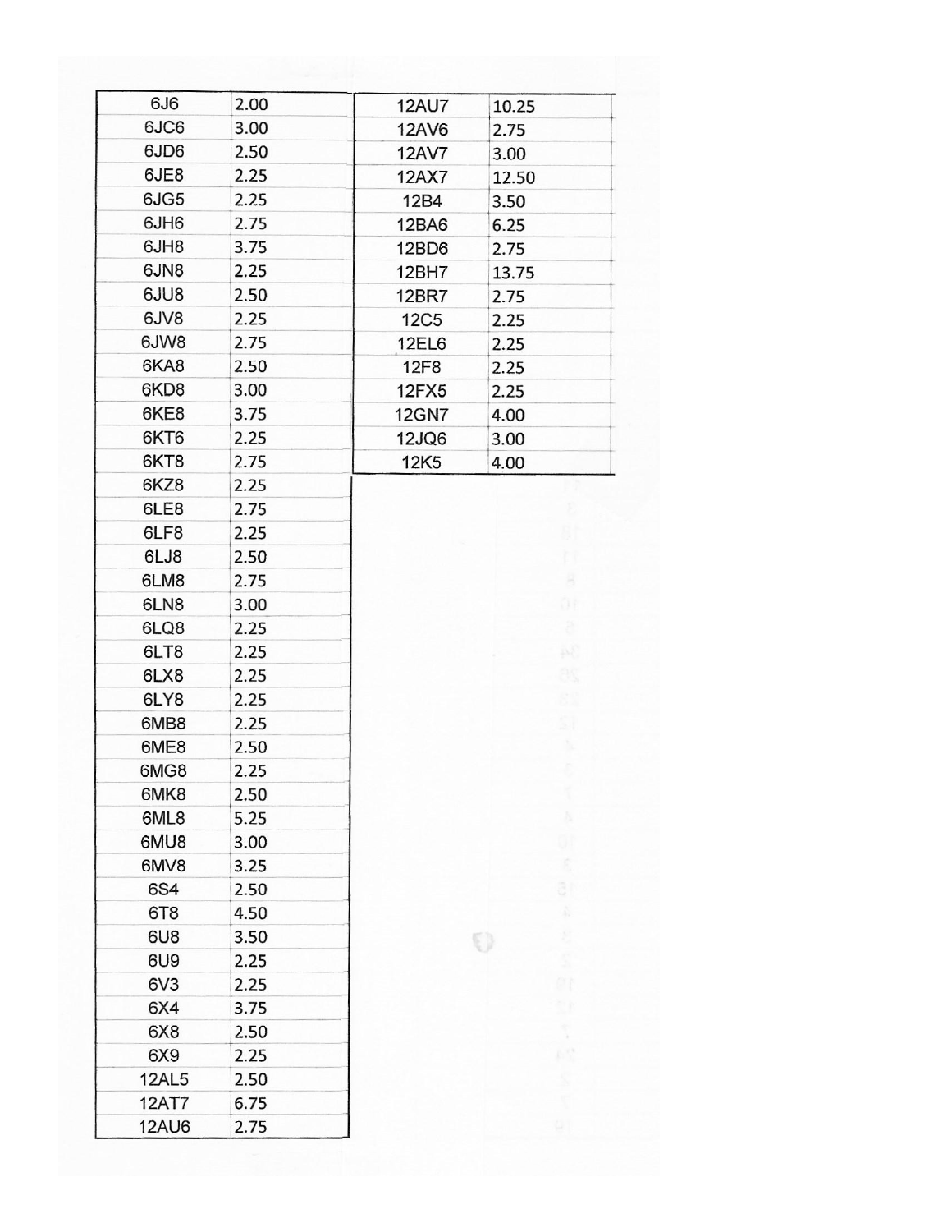| | |
|---|---|
| 6J6 | 2.00 |
| 6JC6 | 3.00 |
| 6JD6 | 2.50 |
| 6JE8 | 2.25 |
| 6JG5 | 2.25 |
| 6JH6 | 2.75 |
| 6JH8 | 3.75 |
| 6JN8 | 2.25 |
| 6JU8 | 2.50 |
| 6JV8 | 2.25 |
| 6JW8 | 2.75 |
| 6KA8 | 2.50 |
| 6KD8 | 3.00 |
| 6KE8 | 3.75 |
| 6KT6 | 2.25 |
| 6KT8 | 2.75 |
| 6KZ8 | 2.25 |
| 6LE8 | 2.75 |
| 6LF8 | 2.25 |
| 6LJ8 | 2.50 |
| 6LM8 | 2.75 |
| 6LN8 | 3.00 |
| 6LQ8 | 2.25 |
| 6LT8 | 2.25 |
| 6LX8 | 2.25 |
| 6LY8 | 2.25 |
| 6MB8 | 2.25 |
| 6ME8 | 2.50 |
| 6MG8 | 2.25 |
| 6MK8 | 2.50 |
| 6ML8 | 5.25 |
| 6MU8 | 3.00 |
| 6MV8 | 3.25 |
| 6S4 | 2.50 |
| 6T8 | 4.50 |
| 6U8 | 3.50 |
| 6U9 | 2.25 |
| 6V3 | 2.25 |
| 6X4 | 3.75 |
| 6X8 | 2.50 |
| 6X9 | 2.25 |
| 12AL5 | 2.50 |
| 12AT7 | 6.75 |
| 12AU6 | 2.75 |
| 12AU7 | 10.25 |
| 12AV6 | 2.75 |
| 12AV7 | 3.00 |
| 12AX7 | 12.50 |
| 12B4 | 3.50 |
| 12BA6 | 6.25 |
| 12BD6 | 2.75 |
| 12BH7 | 13.75 |
| 12BR7 | 2.75 |
| 12C5 | 2.25 |
| 12EL6 | 2.25 |
| 12F8 | 2.25 |
| 12FX5 | 2.25 |
| 12GN7 | 4.00 |
| 12JQ6 | 3.00 |
| 12K5 | 4.00 |